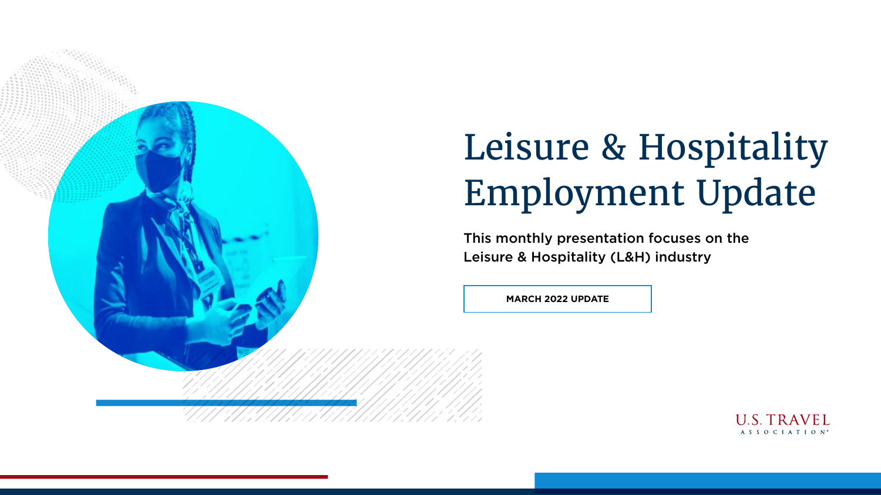# Leisure & Hospitality Employment Update

This monthly presentation focuses on the Leisure & Hospitality (L&H) industry

**MARCH 2022 UPDATE**

U.S. TRAVEL ASSOCIATION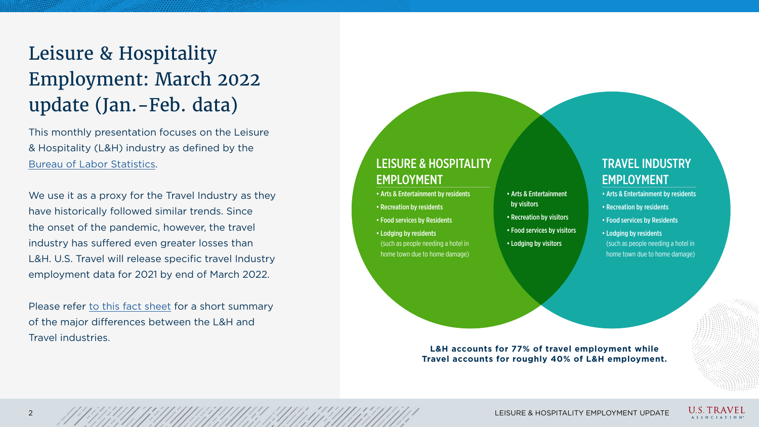# Leisure & Hospitality Employment: March 2022 update (Jan.–Feb. data)

This monthly presentation focuses on the Leisure & Hospitality (L&H) industry as defined by the Bureau of Labor Statistics.

We use it as a proxy for the Travel Industry as they have historically followed similar trends. Since the onset of the pandemic, however, the travel industry has suffered even greater losses than L&H. U.S. Travel will release specific travel Industry employment data for 2021 by end of March 2022.

Please refer to this fact sheet for a short summary of the major differences between the L&H and Travel industries.

## LEISURE & HOSPITALITY EMPLOYMENT

- Arts & Entertainment by residents
- Recreation by residents
- Food services by Residents
- Lodging by residents (such as people needing a hotel in home town due to home damage)

**Overlap (both L&H and Travel):**

- Arts & Entertainment by visitors
- Recreation by visitors
- Food services by visitors
- Lodging by visitors

## TRAVEL INDUSTRY EMPLOYMENT

- Arts & Entertainment by residents
- Recreation by residents
- Food services by Residents
- Lodging by residents (such as people needing a hotel in home town due to home damage)

**L&H accounts for 77% of travel employment while Travel accounts for roughly 40% of L&H employment.**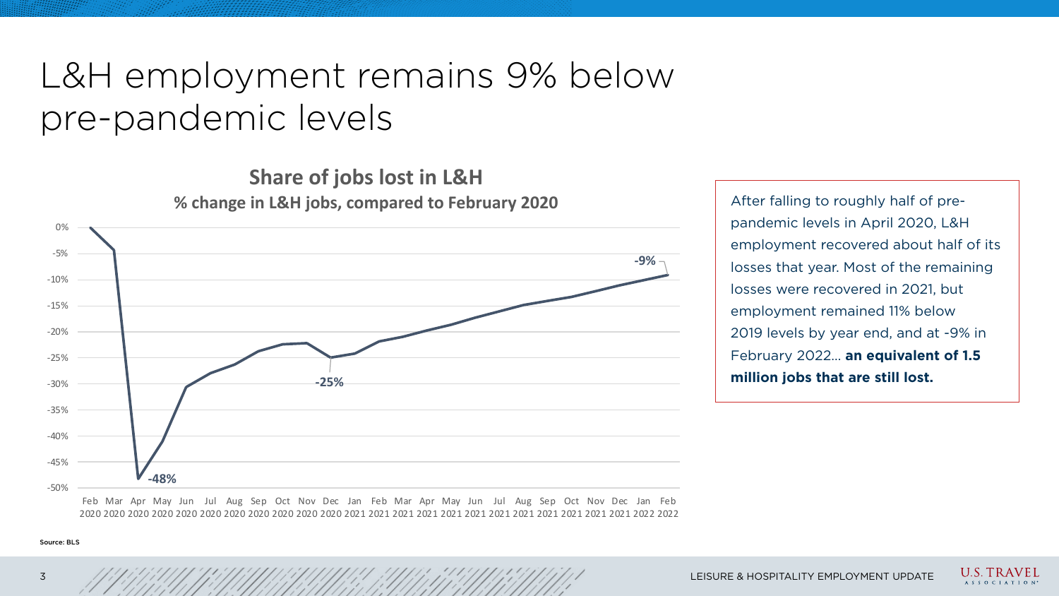# L&H employment remains 9% below pre-pandemic levels

**Share of jobs lost in L&H**

**% change in L&H jobs, compared to February 2020**

After falling to roughly half of pre-pandemic levels in April 2020, L&H employment recovered about half of its losses that year. Most of the remaining losses were recovered in 2021, but employment remained 11% below 2019 levels by year end, and at -9% in February 2022… **an equivalent of 1.5 million jobs that are still lost.**

Source: BLS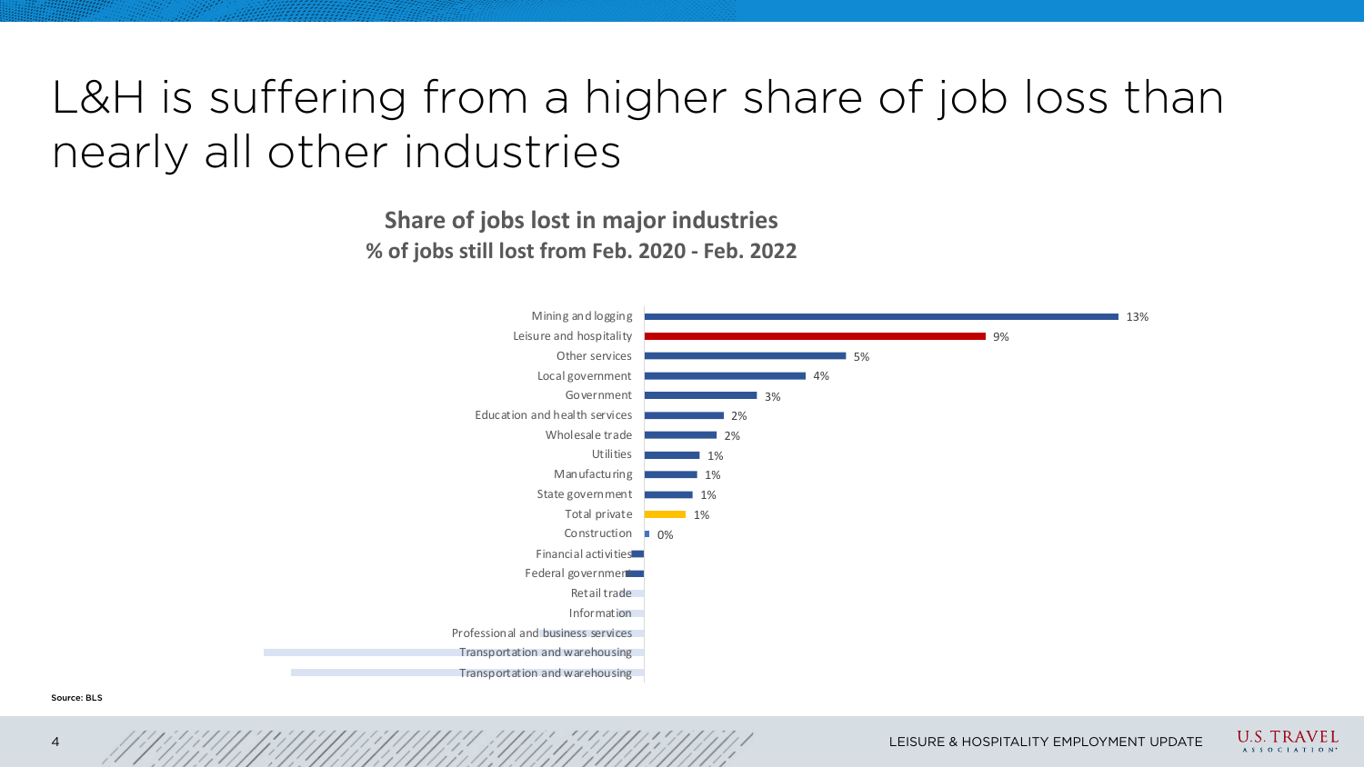# L&H is suffering from a higher share of job loss than nearly all other industries

**Share of jobs lost in major industries**
**% of jobs still lost from Feb. 2020 - Feb. 2022**

| Industry | % of jobs still lost |
|---|---|
| Mining and logging | 13% |
| Leisure and hospitality | 9% |
| Other services | 5% |
| Local government | 4% |
| Government | 3% |
| Education and health services | 2% |
| Wholesale trade | 2% |
| Utilities | 1% |
| Manufacturing | 1% |
| State government | 1% |
| Total private | 1% |
| Construction | 0% |
| Financial activities | |
| Federal government | |
| Retail trade | |
| Information | |
| Professional and business services | |
| Transportation and warehousing | |
| Transportation and warehousing | |

Source: BLS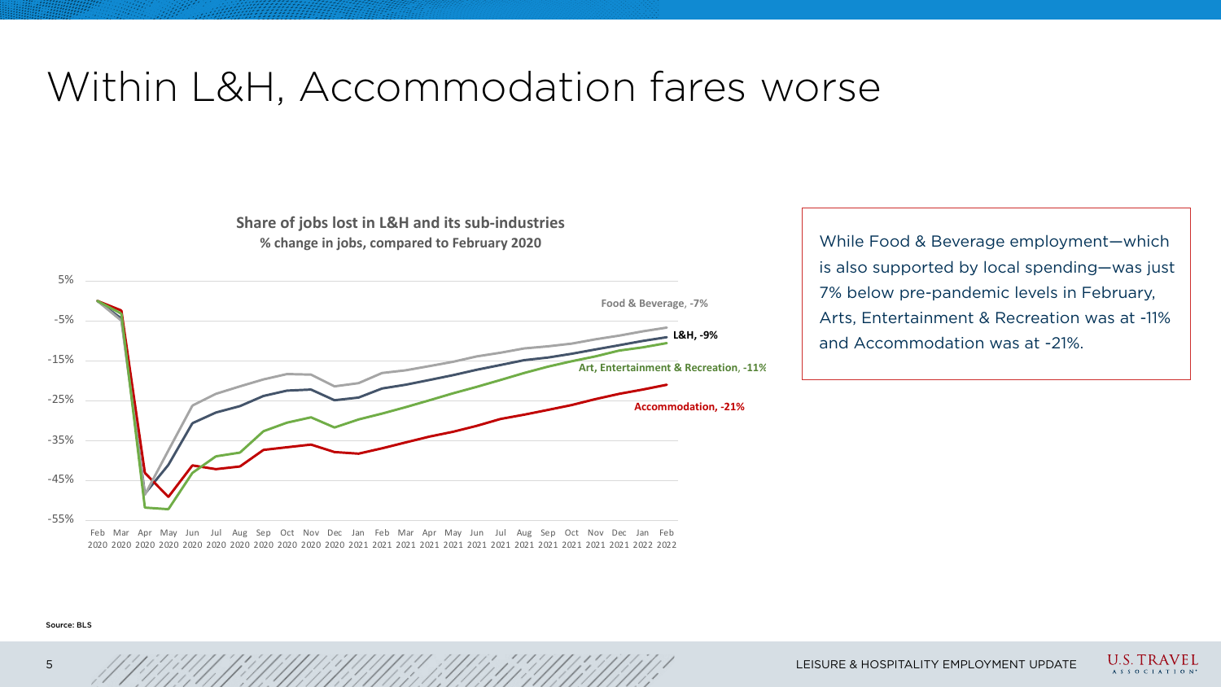# Within L&H, Accommodation fares worse

**Share of jobs lost in L&H and its sub-industries**

**% change in jobs, compared to February 2020**

Food & Beverage, -7%

L&H, -9%

Art, Entertainment & Recreation, -11%

Accommodation, -21%

While Food & Beverage employment—which is also supported by local spending—was just 7% below pre-pandemic levels in February, Arts, Entertainment & Recreation was at -11% and Accommodation was at -21%.

Source: BLS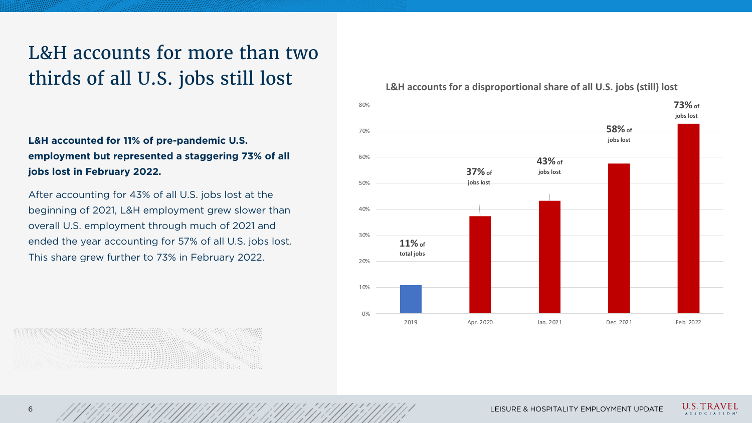# L&H accounts for more than two thirds of all U.S. jobs still lost

**L&H accounted for 11% of pre-pandemic U.S. employment but represented a staggering 73% of all jobs lost in February 2022.**

After accounting for 43% of all U.S. jobs lost at the beginning of 2021, L&H employment grew slower than overall U.S. employment through much of 2021 and ended the year accounting for 57% of all U.S. jobs lost. This share grew further to 73% in February 2022.

**L&H accounts for a disproportional share of all U.S. jobs (still) lost**

| Period | Share |
|---|---|
| 2019 | 11% of total jobs |
| Apr. 2020 | 37% of jobs lost |
| Jan. 2021 | 43% of jobs lost |
| Dec. 2021 | 58% of jobs lost |
| Feb. 2022 | 73% of jobs lost |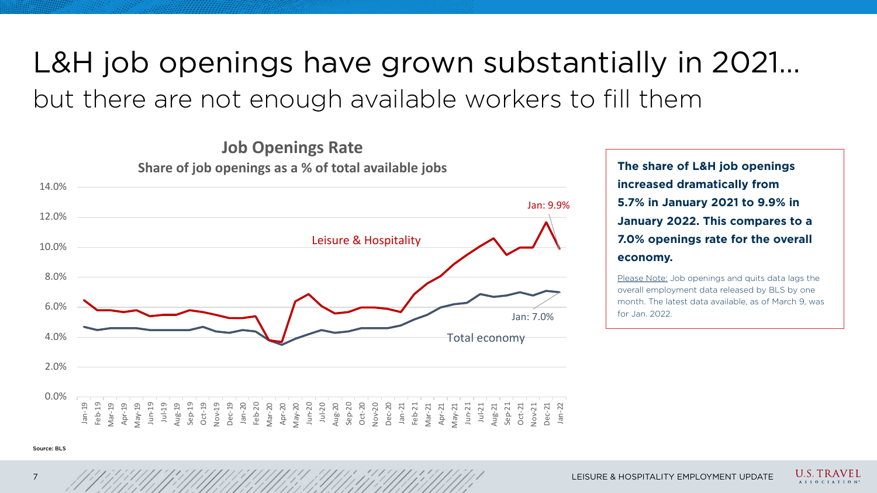# L&H job openings have grown substantially in 2021…

## but there are not enough available workers to fill them

**Job Openings Rate**

**Share of job openings as a % of total available jobs**

Leisure & Hospitality — Jan: 9.9%

Total economy — Jan: 7.0%

**The share of L&H job openings increased dramatically from 5.7% in January 2021 to 9.9% in January 2022. This compares to a 7.0% openings rate for the overall economy.**

Please Note: Job openings and quits data lags the overall employment data released by BLS by one month. The latest data available, as of March 9, was for Jan. 2022.

Source: BLS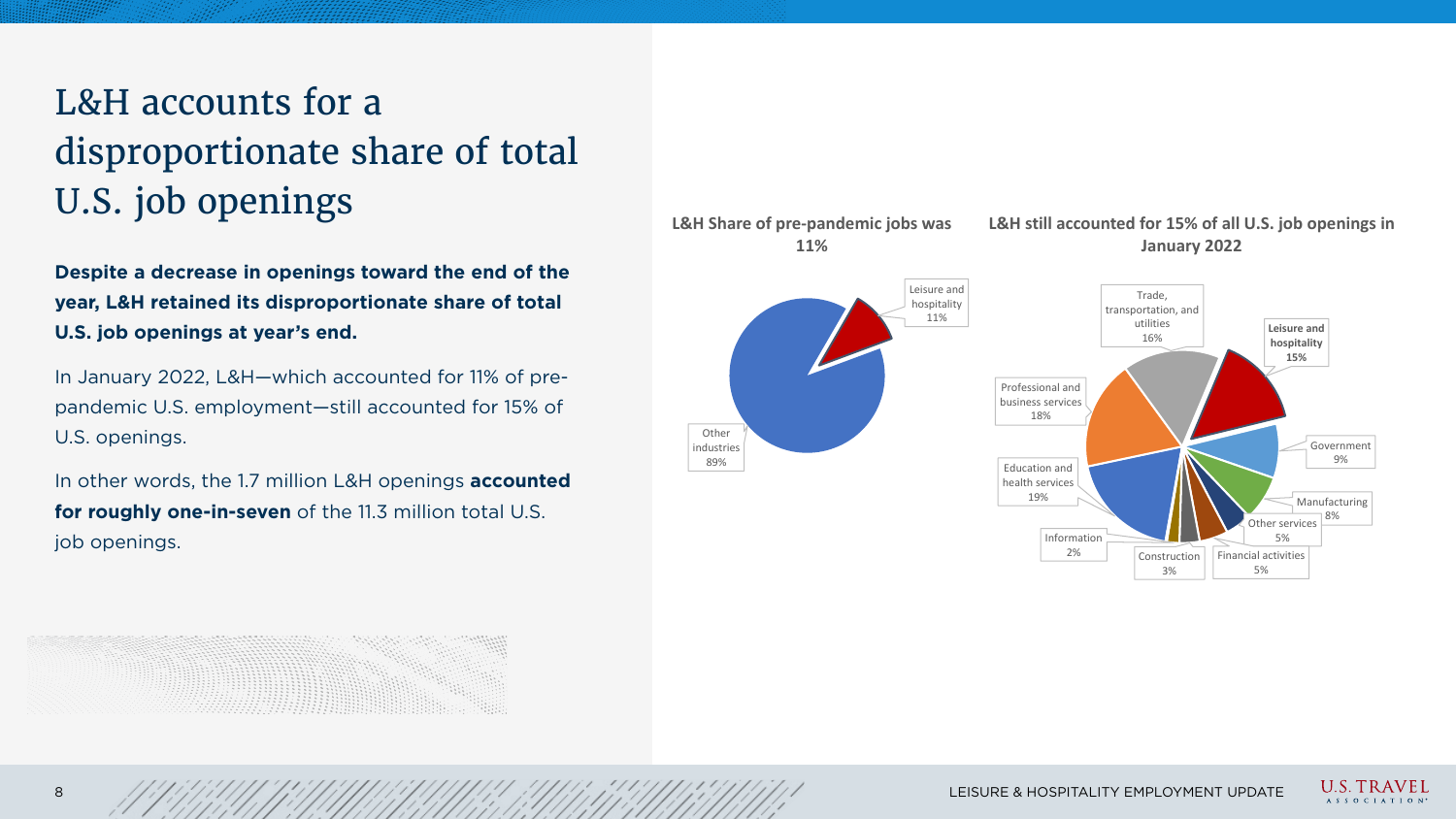# L&H accounts for a disproportionate share of total U.S. job openings

**Despite a decrease in openings toward the end of the year, L&H retained its disproportionate share of total U.S. job openings at year's end.**

In January 2022, L&H—which accounted for 11% of pre-pandemic U.S. employment—still accounted for 15% of U.S. openings.

In other words, the 1.7 million L&H openings **accounted for roughly one-in-seven** of the 11.3 million total U.S. job openings.

**L&H Share of pre-pandemic jobs was 11%**

| Sector | Share |
|---|---|
| Leisure and hospitality | 11% |
| Other industries | 89% |

**L&H still accounted for 15% of all U.S. job openings in January 2022**

| Sector | Share |
|---|---|
| Leisure and hospitality | 15% |
| Government | 9% |
| Manufacturing | 8% |
| Other services | 5% |
| Financial activities | 5% |
| Construction | 3% |
| Information | 2% |
| Education and health services | 19% |
| Professional and business services | 18% |
| Trade, transportation, and utilities | 16% |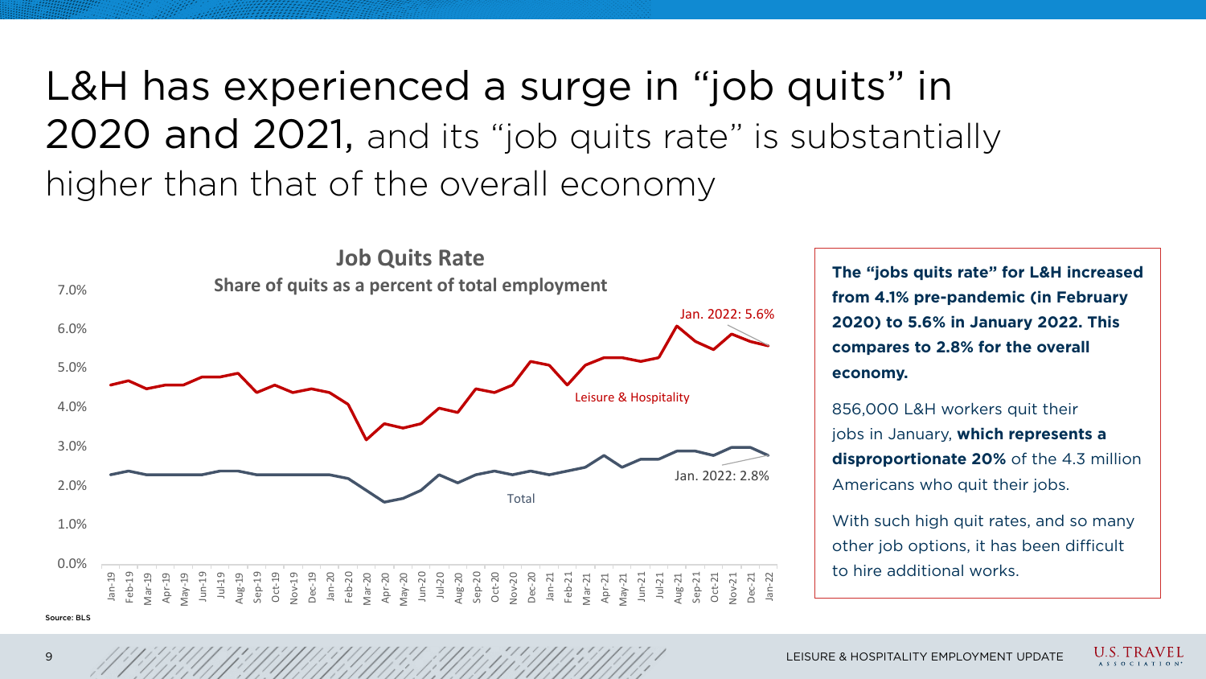# L&H has experienced a surge in "job quits" in 2020 and 2021, and its "job quits rate" is substantially higher than that of the overall economy

**Job Quits Rate**

**Share of quits as a percent of total employment**

Jan. 2022: 5.6%

Leisure & Hospitality

Jan. 2022: 2.8%

Total

Source: BLS

**The "jobs quits rate" for L&H increased from 4.1% pre-pandemic (in February 2020) to 5.6% in January 2022. This compares to 2.8% for the overall economy.**

856,000 L&H workers quit their jobs in January, **which represents a disproportionate 20%** of the 4.3 million Americans who quit their jobs.

With such high quit rates, and so many other job options, it has been difficult to hire additional works.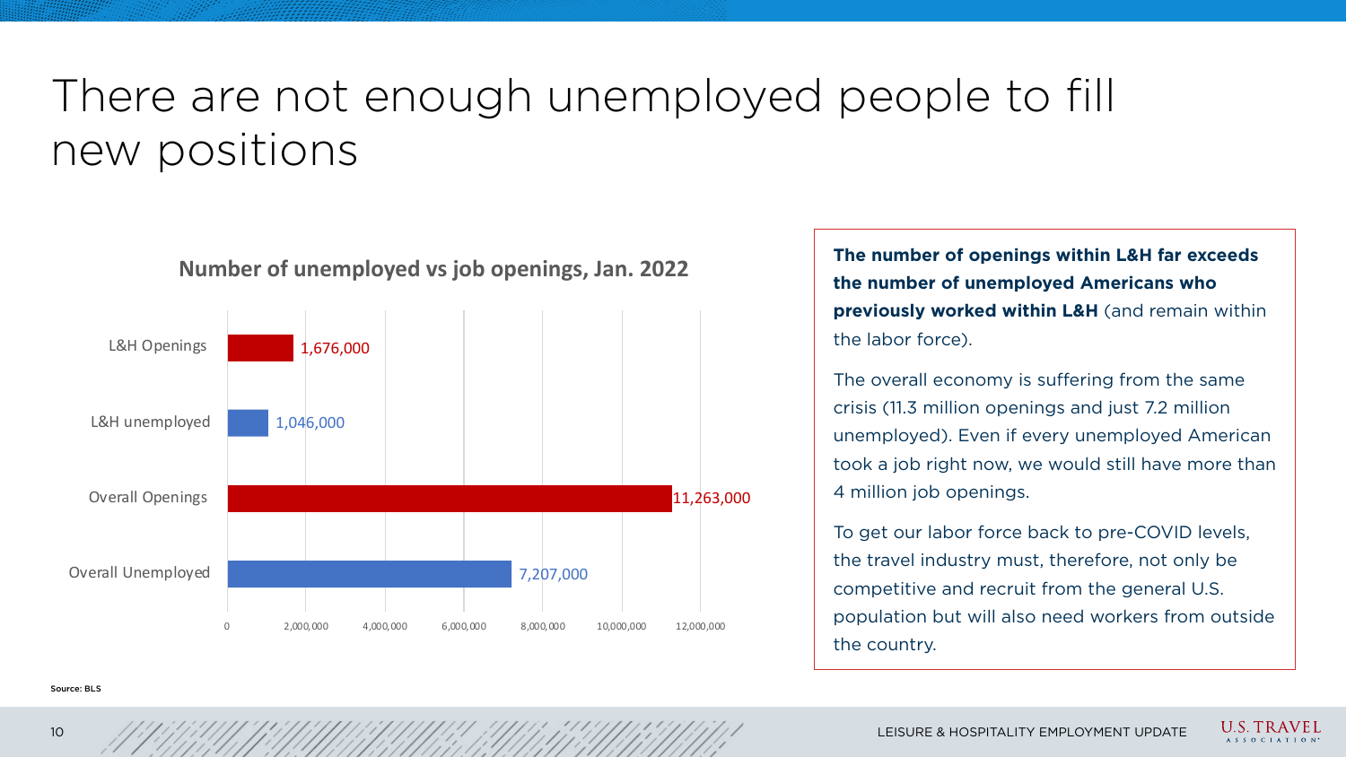# There are not enough unemployed people to fill new positions

**Number of unemployed vs job openings, Jan. 2022**

| Category | Number |
| --- | --- |
| L&H Openings | 1,676,000 |
| L&H unemployed | 1,046,000 |
| Overall Openings | 11,263,000 |
| Overall Unemployed | 7,207,000 |

Source: BLS

**The number of openings within L&H far exceeds the number of unemployed Americans who previously worked within L&H** (and remain within the labor force).

The overall economy is suffering from the same crisis (11.3 million openings and just 7.2 million unemployed). Even if every unemployed American took a job right now, we would still have more than 4 million job openings.

To get our labor force back to pre-COVID levels, the travel industry must, therefore, not only be competitive and recruit from the general U.S. population but will also need workers from outside the country.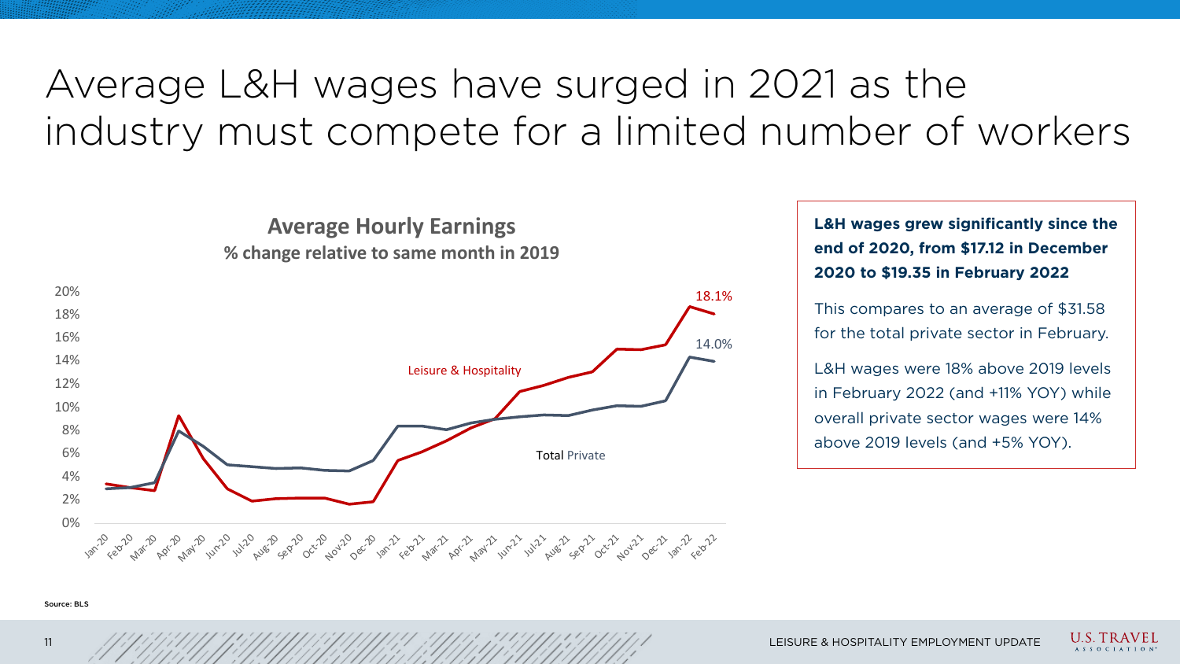# Average L&H wages have surged in 2021 as the industry must compete for a limited number of workers

**Average Hourly Earnings**
**% change relative to same month in 2019**

Leisure & Hospitality: 18.1%

Total Private: 14.0%

**L&H wages grew significantly since the end of 2020, from $17.12 in December 2020 to $19.35 in February 2022**

This compares to an average of $31.58 for the total private sector in February.

L&H wages were 18% above 2019 levels in February 2022 (and +11% YOY) while overall private sector wages were 14% above 2019 levels (and +5% YOY).

Source: BLS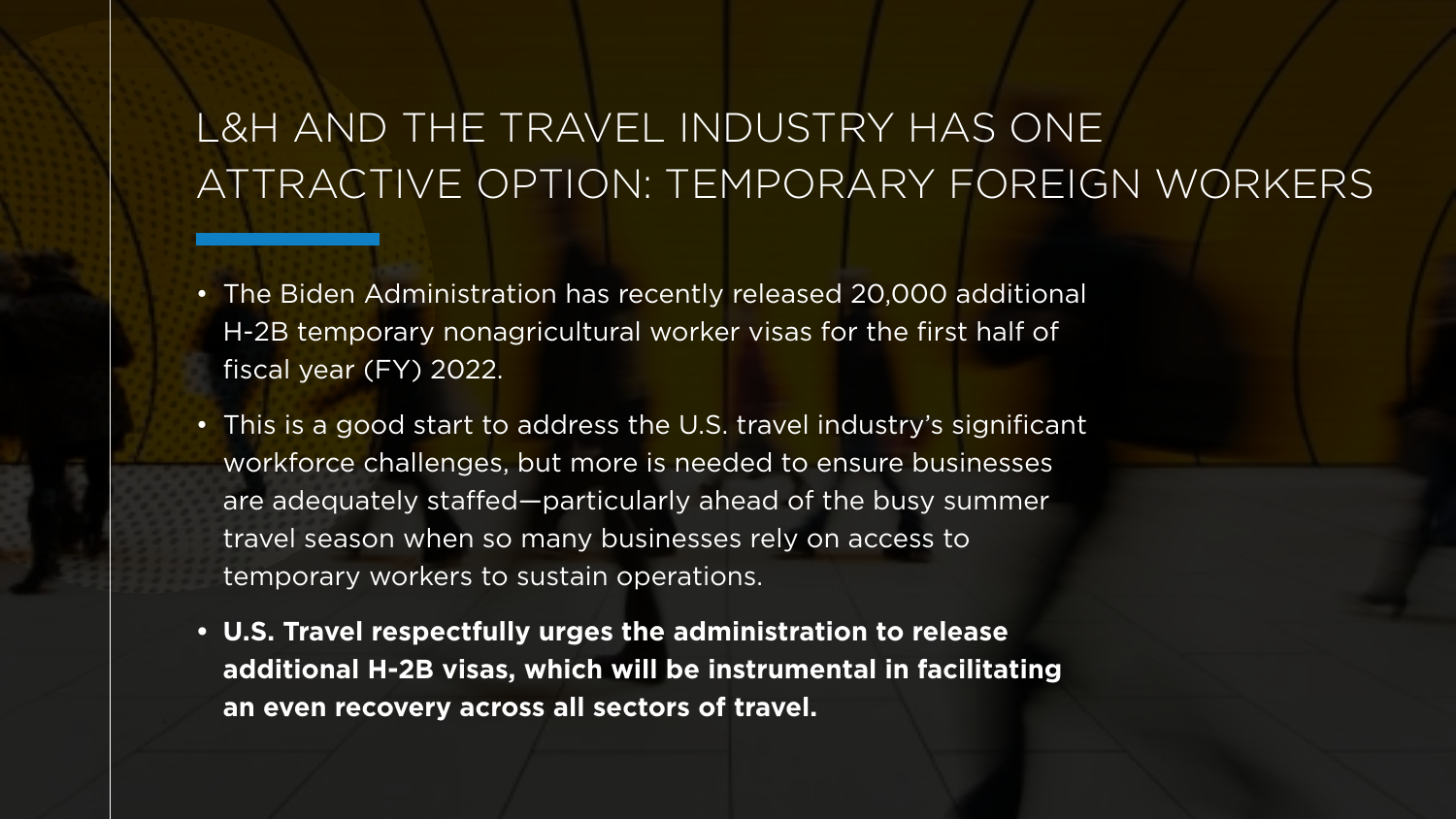# L&H AND THE TRAVEL INDUSTRY HAS ONE ATTRACTIVE OPTION: TEMPORARY FOREIGN WORKERS

- The Biden Administration has recently released 20,000 additional H-2B temporary nonagricultural worker visas for the first half of fiscal year (FY) 2022.
- This is a good start to address the U.S. travel industry's significant workforce challenges, but more is needed to ensure businesses are adequately staffed—particularly ahead of the busy summer travel season when so many businesses rely on access to temporary workers to sustain operations.
- **U.S. Travel respectfully urges the administration to release additional H-2B visas, which will be instrumental in facilitating an even recovery across all sectors of travel.**